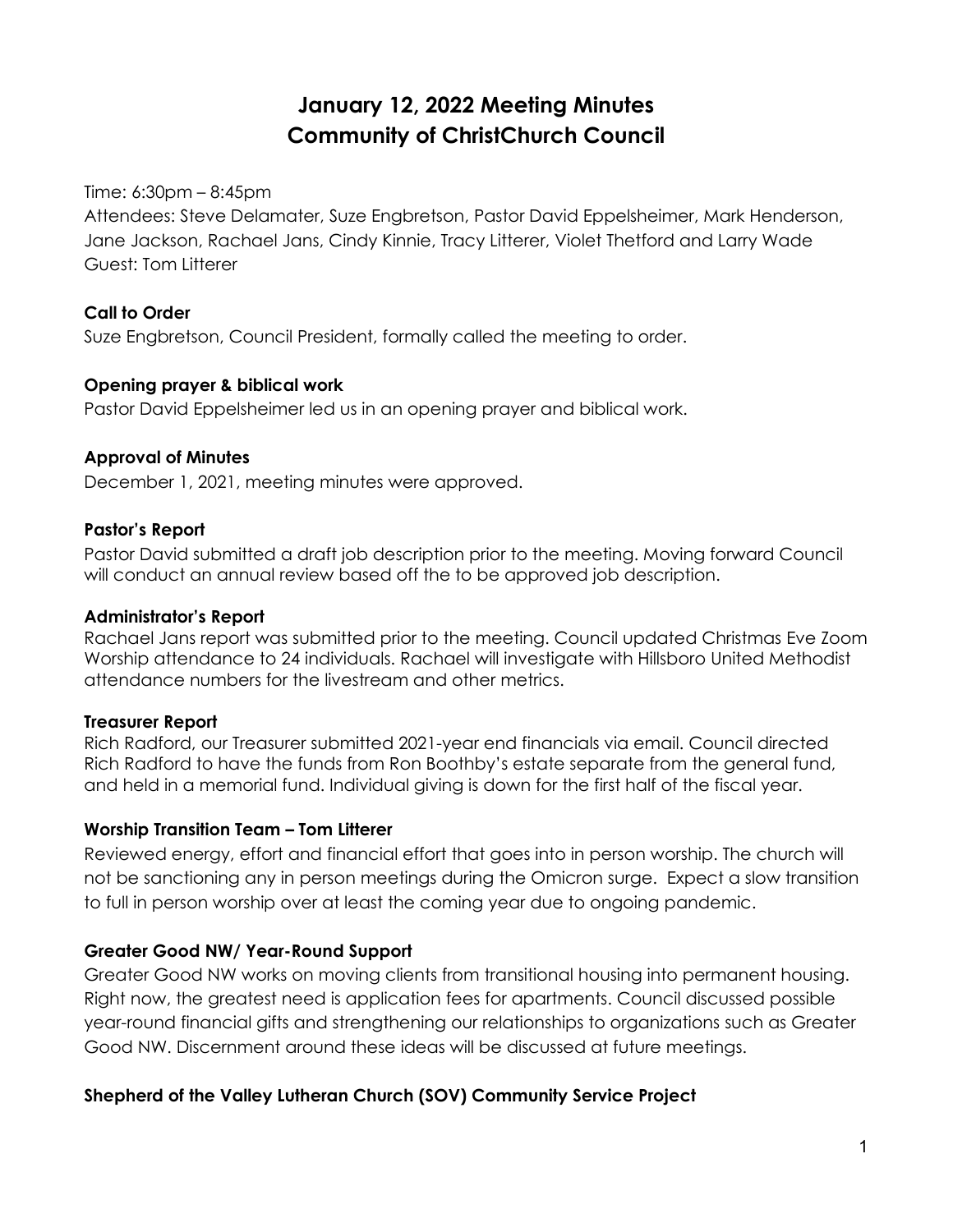# January 12, 2022 Meeting Minutes
# Community of ChristChurch Council

Time: 6:30pm – 8:45pm
Attendees: Steve Delamater, Suze Engbretson, Pastor David Eppelsheimer, Mark Henderson, Jane Jackson, Rachael Jans, Cindy Kinnie, Tracy Litterer, Violet Thetford and Larry Wade
Guest: Tom Litterer

**Call to Order**
Suze Engbretson, Council President, formally called the meeting to order.

**Opening prayer & biblical work**
Pastor David Eppelsheimer led us in an opening prayer and biblical work.

**Approval of Minutes**
December 1, 2021, meeting minutes were approved.

**Pastor's Report**
Pastor David submitted a draft job description prior to the meeting. Moving forward Council will conduct an annual review based off the to be approved job description.

**Administrator's Report**
Rachael Jans report was submitted prior to the meeting. Council updated Christmas Eve Zoom Worship attendance to 24 individuals. Rachael will investigate with Hillsboro United Methodist attendance numbers for the livestream and other metrics.

**Treasurer Report**
Rich Radford, our Treasurer submitted 2021-year end financials via email. Council directed Rich Radford to have the funds from Ron Boothby's estate separate from the general fund, and held in a memorial fund. Individual giving is down for the first half of the fiscal year.

**Worship Transition Team – Tom Litterer**
Reviewed energy, effort and financial effort that goes into in person worship. The church will not be sanctioning any in person meetings during the Omicron surge. Expect a slow transition to full in person worship over at least the coming year due to ongoing pandemic.

**Greater Good NW/ Year-Round Support**
Greater Good NW works on moving clients from transitional housing into permanent housing. Right now, the greatest need is application fees for apartments. Council discussed possible year-round financial gifts and strengthening our relationships to organizations such as Greater Good NW. Discernment around these ideas will be discussed at future meetings.

**Shepherd of the Valley Lutheran Church (SOV) Community Service Project**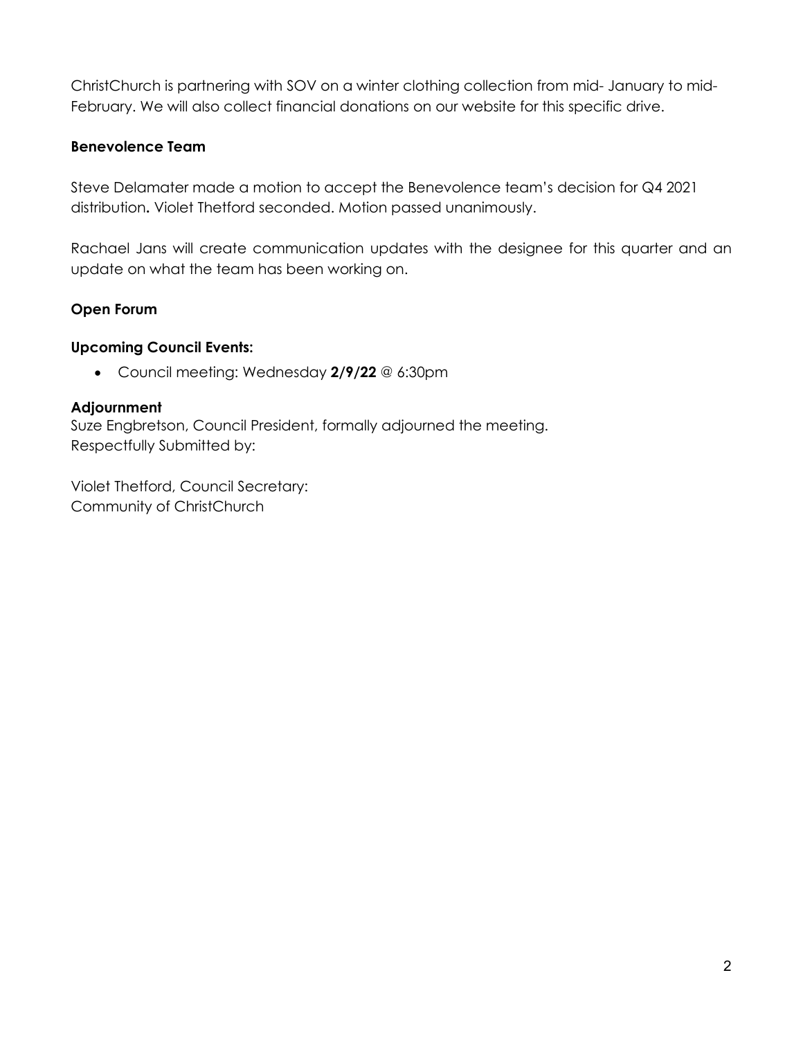ChristChurch is partnering with SOV on a winter clothing collection from mid- January to mid-February. We will also collect financial donations on our website for this specific drive.

**Benevolence Team**

Steve Delamater made a motion to accept the Benevolence team's decision for Q4 2021 distribution**.** Violet Thetford seconded. Motion passed unanimously.

Rachael Jans will create communication updates with the designee for this quarter and an update on what the team has been working on.

**Open Forum**

**Upcoming Council Events:**

- Council meeting: Wednesday **2/9/22** @ 6:30pm

**Adjournment**
Suze Engbretson, Council President, formally adjourned the meeting.
Respectfully Submitted by:

Violet Thetford, Council Secretary:
Community of ChristChurch